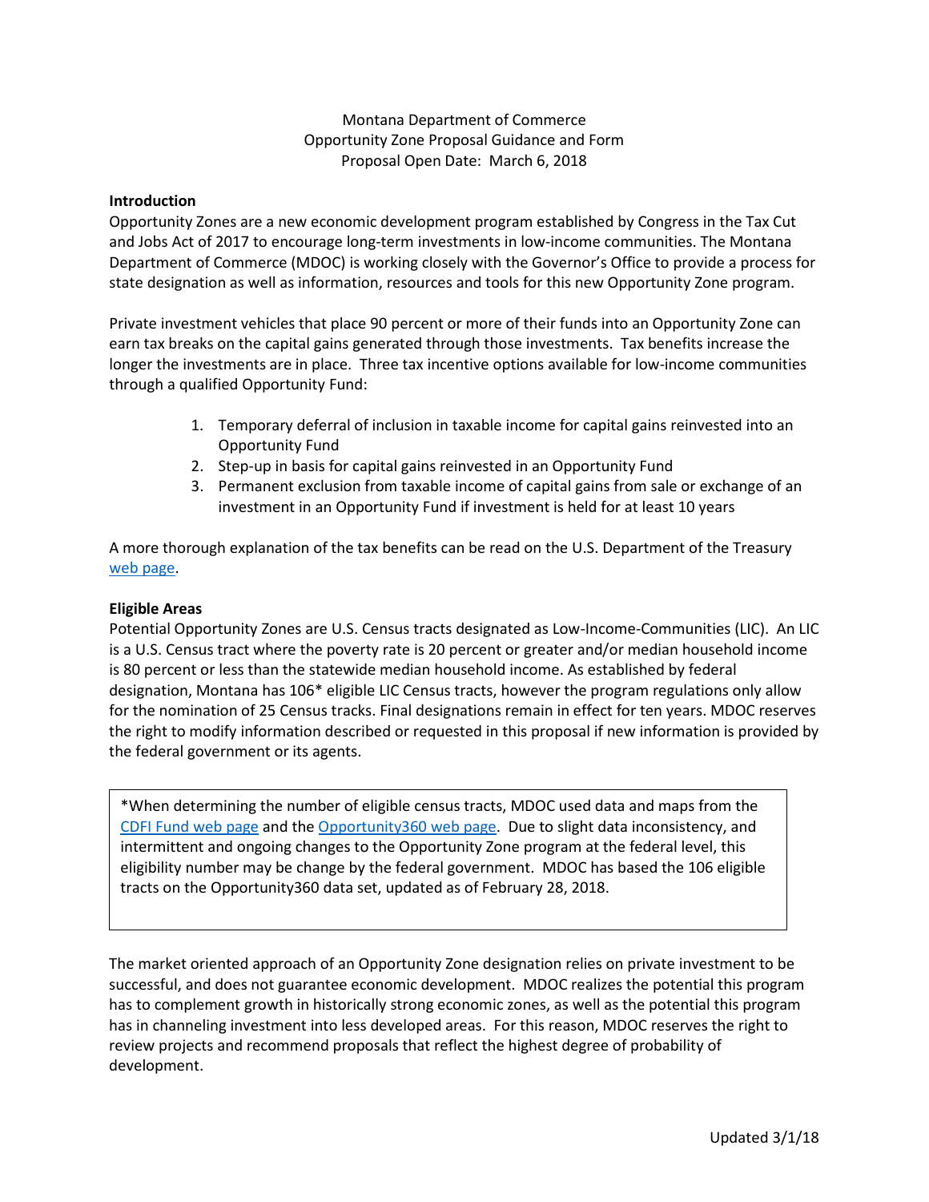Montana Department of Commerce
Opportunity Zone Proposal Guidance and Form
Proposal Open Date: March 6, 2018

**Introduction**

Opportunity Zones are a new economic development program established by Congress in the Tax Cut and Jobs Act of 2017 to encourage long-term investments in low-income communities. The Montana Department of Commerce (MDOC) is working closely with the Governor's Office to provide a process for state designation as well as information, resources and tools for this new Opportunity Zone program.

Private investment vehicles that place 90 percent or more of their funds into an Opportunity Zone can earn tax breaks on the capital gains generated through those investments. Tax benefits increase the longer the investments are in place. Three tax incentive options available for low-income communities through a qualified Opportunity Fund:

1. Temporary deferral of inclusion in taxable income for capital gains reinvested into an Opportunity Fund
2. Step-up in basis for capital gains reinvested in an Opportunity Fund
3. Permanent exclusion from taxable income of capital gains from sale or exchange of an investment in an Opportunity Fund if investment is held for at least 10 years

A more thorough explanation of the tax benefits can be read on the U.S. Department of the Treasury web page.

**Eligible Areas**

Potential Opportunity Zones are U.S. Census tracts designated as Low-Income-Communities (LIC). An LIC is a U.S. Census tract where the poverty rate is 20 percent or greater and/or median household income is 80 percent or less than the statewide median household income. As established by federal designation, Montana has 106* eligible LIC Census tracts, however the program regulations only allow for the nomination of 25 Census tracks. Final designations remain in effect for ten years. MDOC reserves the right to modify information described or requested in this proposal if new information is provided by the federal government or its agents.

> *When determining the number of eligible census tracts, MDOC used data and maps from the CDFI Fund web page and the Opportunity360 web page. Due to slight data inconsistency, and intermittent and ongoing changes to the Opportunity Zone program at the federal level, this eligibility number may be change by the federal government. MDOC has based the 106 eligible tracts on the Opportunity360 data set, updated as of February 28, 2018.

The market oriented approach of an Opportunity Zone designation relies on private investment to be successful, and does not guarantee economic development. MDOC realizes the potential this program has to complement growth in historically strong economic zones, as well as the potential this program has in channeling investment into less developed areas. For this reason, MDOC reserves the right to review projects and recommend proposals that reflect the highest degree of probability of development.

Updated 3/1/18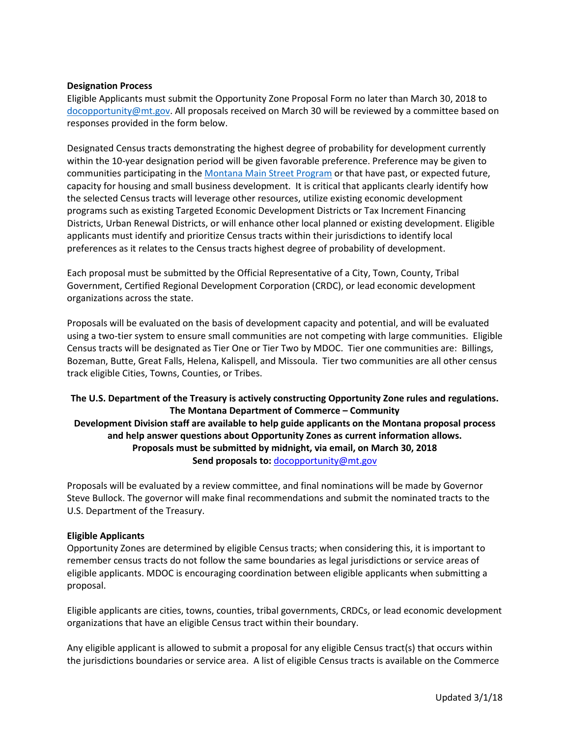**Designation Process**

Eligible Applicants must submit the Opportunity Zone Proposal Form no later than March 30, 2018 to [docopportunity@mt.gov](mailto:docopportunity@mt.gov). All proposals received on March 30 will be reviewed by a committee based on responses provided in the form below.

Designated Census tracts demonstrating the highest degree of probability for development currently within the 10-year designation period will be given favorable preference. Preference may be given to communities participating in the [Montana Main Street Program](#) or that have past, or expected future, capacity for housing and small business development. It is critical that applicants clearly identify how the selected Census tracts will leverage other resources, utilize existing economic development programs such as existing Targeted Economic Development Districts or Tax Increment Financing Districts, Urban Renewal Districts, or will enhance other local planned or existing development. Eligible applicants must identify and prioritize Census tracts within their jurisdictions to identify local preferences as it relates to the Census tracts highest degree of probability of development.

Each proposal must be submitted by the Official Representative of a City, Town, County, Tribal Government, Certified Regional Development Corporation (CRDC), or lead economic development organizations across the state.

Proposals will be evaluated on the basis of development capacity and potential, and will be evaluated using a two-tier system to ensure small communities are not competing with large communities. Eligible Census tracts will be designated as Tier One or Tier Two by MDOC. Tier one communities are: Billings, Bozeman, Butte, Great Falls, Helena, Kalispell, and Missoula. Tier two communities are all other census track eligible Cities, Towns, Counties, or Tribes.

**The U.S. Department of the Treasury is actively constructing Opportunity Zone rules and regulations. The Montana Department of Commerce – Community Development Division staff are available to help guide applicants on the Montana proposal process and help answer questions about Opportunity Zones as current information allows.**
**Proposals must be submitted by midnight, via email, on March 30, 2018**
**Send proposals to:** [docopportunity@mt.gov](mailto:docopportunity@mt.gov)

Proposals will be evaluated by a review committee, and final nominations will be made by Governor Steve Bullock. The governor will make final recommendations and submit the nominated tracts to the U.S. Department of the Treasury.

**Eligible Applicants**

Opportunity Zones are determined by eligible Census tracts; when considering this, it is important to remember census tracts do not follow the same boundaries as legal jurisdictions or service areas of eligible applicants. MDOC is encouraging coordination between eligible applicants when submitting a proposal.

Eligible applicants are cities, towns, counties, tribal governments, CRDCs, or lead economic development organizations that have an eligible Census tract within their boundary.

Any eligible applicant is allowed to submit a proposal for any eligible Census tract(s) that occurs within the jurisdictions boundaries or service area. A list of eligible Census tracts is available on the Commerce

Updated 3/1/18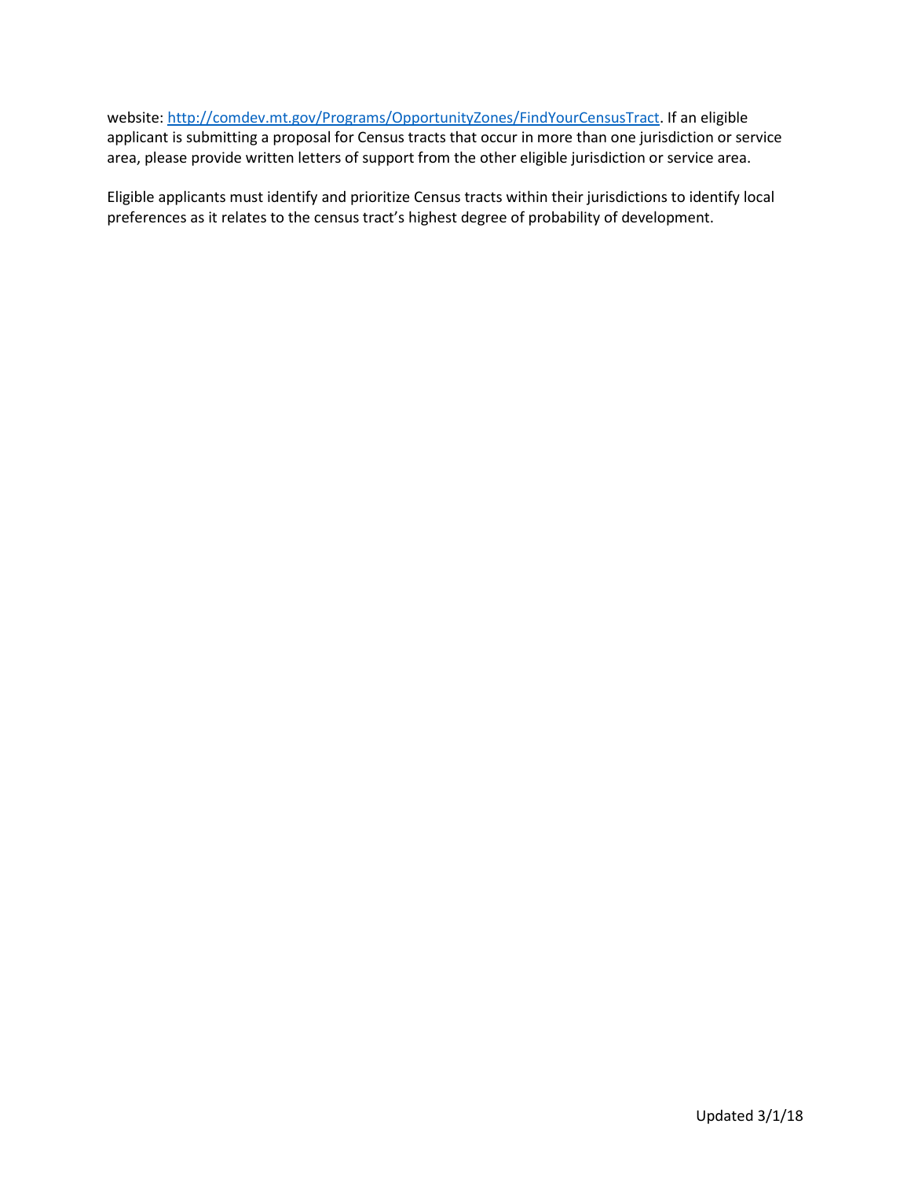website: [http://comdev.mt.gov/Programs/OpportunityZones/FindYourCensusTract](http://comdev.mt.gov/Programs/OpportunityZones/FindYourCensusTract). If an eligible applicant is submitting a proposal for Census tracts that occur in more than one jurisdiction or service area, please provide written letters of support from the other eligible jurisdiction or service area.

Eligible applicants must identify and prioritize Census tracts within their jurisdictions to identify local preferences as it relates to the census tract's highest degree of probability of development.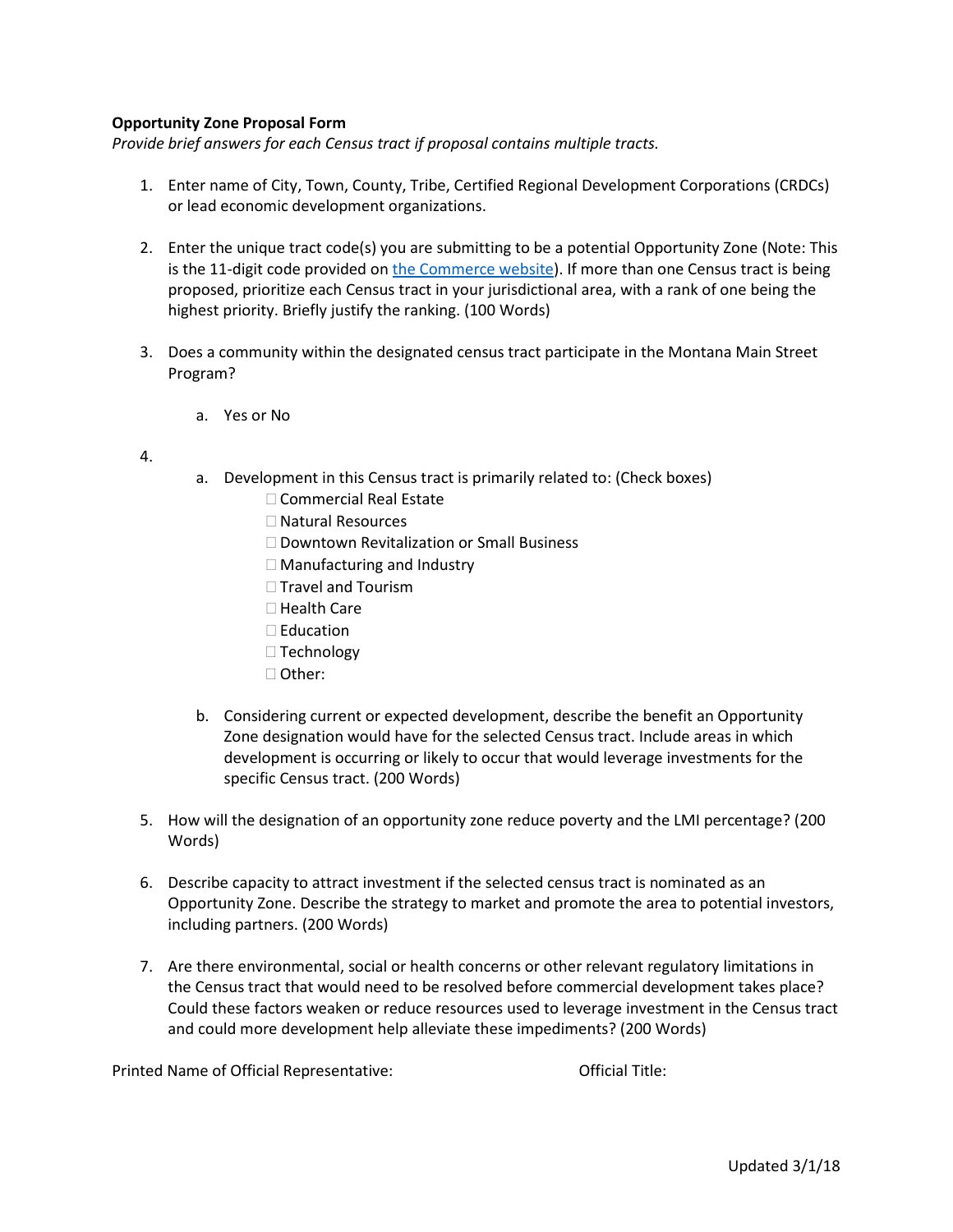**Opportunity Zone Proposal Form**

*Provide brief answers for each Census tract if proposal contains multiple tracts.*

1. Enter name of City, Town, County, Tribe, Certified Regional Development Corporations (CRDCs) or lead economic development organizations.

2. Enter the unique tract code(s) you are submitting to be a potential Opportunity Zone (Note: This is the 11-digit code provided on [the Commerce website]). If more than one Census tract is being proposed, prioritize each Census tract in your jurisdictional area, with a rank of one being the highest priority. Briefly justify the ranking. (100 Words)

3. Does a community within the designated census tract participate in the Montana Main Street Program?

   a. Yes or No

4. 

   a. Development in this Census tract is primarily related to: (Check boxes)
      - ☐ Commercial Real Estate
      - ☐ Natural Resources
      - ☐ Downtown Revitalization or Small Business
      - ☐ Manufacturing and Industry
      - ☐ Travel and Tourism
      - ☐ Health Care
      - ☐ Education
      - ☐ Technology
      - ☐ Other:

   b. Considering current or expected development, describe the benefit an Opportunity Zone designation would have for the selected Census tract. Include areas in which development is occurring or likely to occur that would leverage investments for the specific Census tract. (200 Words)

5. How will the designation of an opportunity zone reduce poverty and the LMI percentage? (200 Words)

6. Describe capacity to attract investment if the selected census tract is nominated as an Opportunity Zone. Describe the strategy to market and promote the area to potential investors, including partners. (200 Words)

7. Are there environmental, social or health concerns or other relevant regulatory limitations in the Census tract that would need to be resolved before commercial development takes place? Could these factors weaken or reduce resources used to leverage investment in the Census tract and could more development help alleviate these impediments? (200 Words)

Printed Name of Official Representative: Official Title:

Updated 3/1/18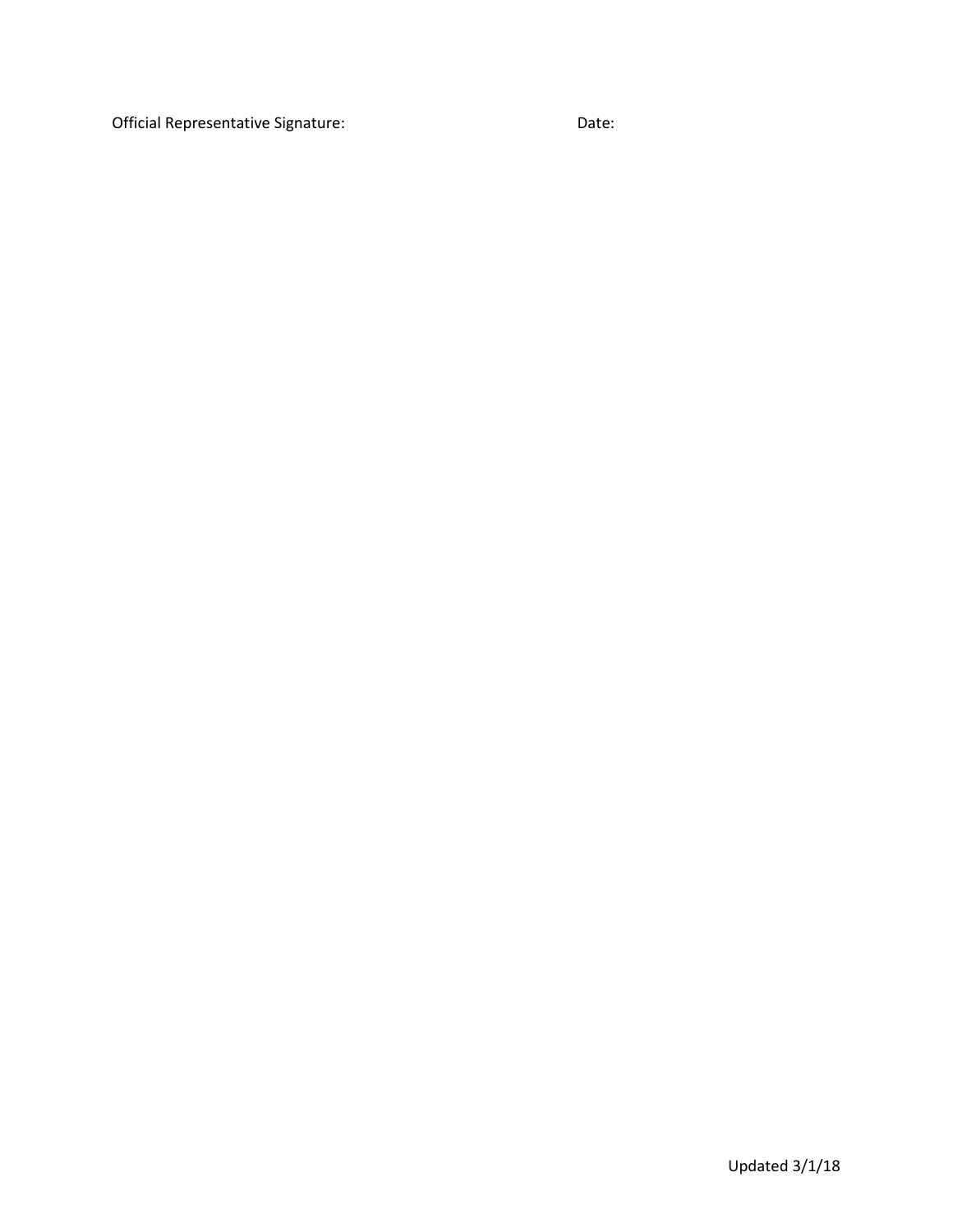Official Representative Signature: Date:

Updated 3/1/18